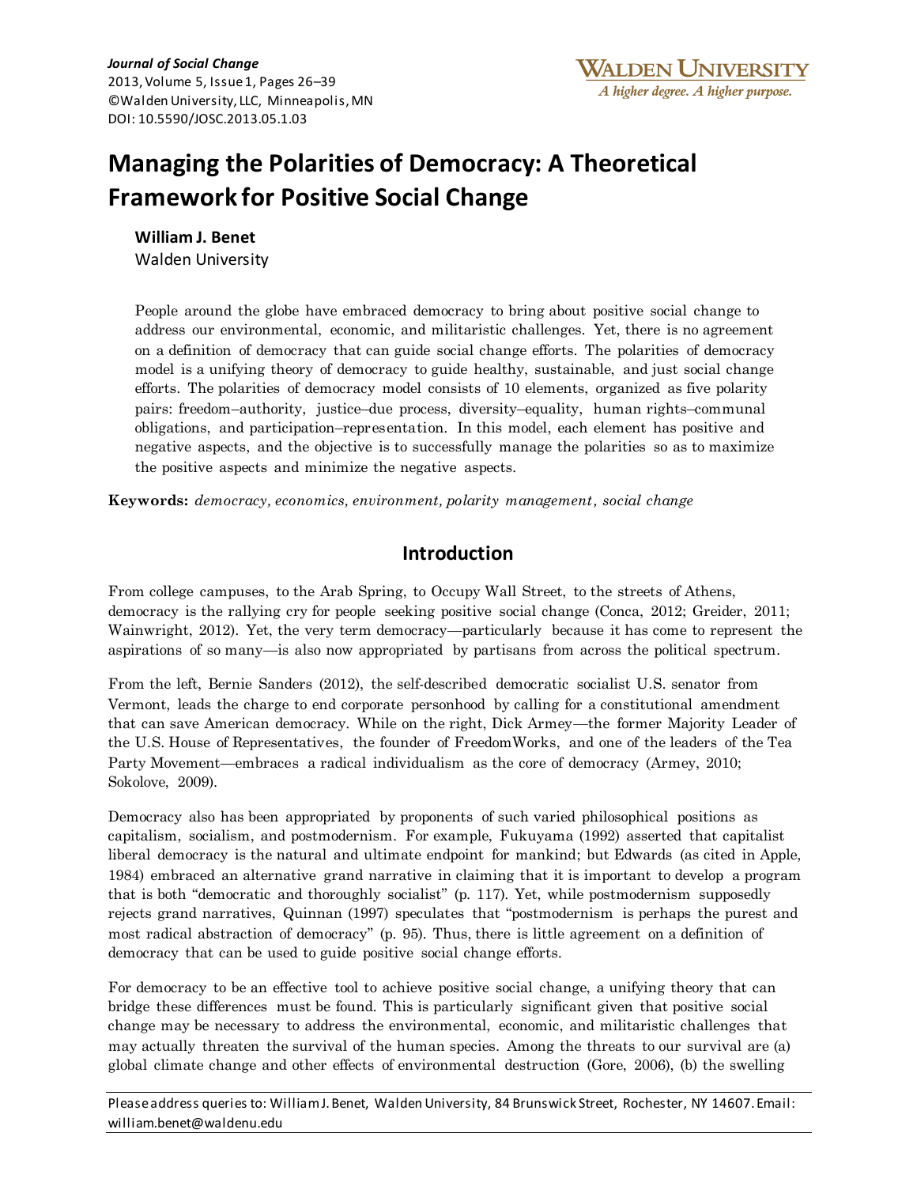*Journal of Social Change*
2013, Volume 5, Issue 1, Pages 26–39
©Walden University, LLC, Minneapolis, MN
DOI: 10.5590/JOSC.2013.05.1.03

WALDEN UNIVERSITY
*A higher degree. A higher purpose.*

# Managing the Polarities of Democracy: A Theoretical Framework for Positive Social Change

**William J. Benet**
Walden University

People around the globe have embraced democracy to bring about positive social change to address our environmental, economic, and militaristic challenges. Yet, there is no agreement on a definition of democracy that can guide social change efforts. The polarities of democracy model is a unifying theory of democracy to guide healthy, sustainable, and just social change efforts. The polarities of democracy model consists of 10 elements, organized as five polarity pairs: freedom–authority, justice–due process, diversity–equality, human rights–communal obligations, and participation–representation. In this model, each element has positive and negative aspects, and the objective is to successfully manage the polarities so as to maximize the positive aspects and minimize the negative aspects.

**Keywords:** *democracy, economics, environment, polarity management, social change*

## Introduction

From college campuses, to the Arab Spring, to Occupy Wall Street, to the streets of Athens, democracy is the rallying cry for people seeking positive social change (Conca, 2012; Greider, 2011; Wainwright, 2012). Yet, the very term democracy—particularly because it has come to represent the aspirations of so many—is also now appropriated by partisans from across the political spectrum.

From the left, Bernie Sanders (2012), the self-described democratic socialist U.S. senator from Vermont, leads the charge to end corporate personhood by calling for a constitutional amendment that can save American democracy. While on the right, Dick Armey—the former Majority Leader of the U.S. House of Representatives, the founder of FreedomWorks, and one of the leaders of the Tea Party Movement—embraces a radical individualism as the core of democracy (Armey, 2010; Sokolove, 2009).

Democracy also has been appropriated by proponents of such varied philosophical positions as capitalism, socialism, and postmodernism. For example, Fukuyama (1992) asserted that capitalist liberal democracy is the natural and ultimate endpoint for mankind; but Edwards (as cited in Apple, 1984) embraced an alternative grand narrative in claiming that it is important to develop a program that is both "democratic and thoroughly socialist" (p. 117). Yet, while postmodernism supposedly rejects grand narratives, Quinnan (1997) speculates that "postmodernism is perhaps the purest and most radical abstraction of democracy" (p. 95). Thus, there is little agreement on a definition of democracy that can be used to guide positive social change efforts.

For democracy to be an effective tool to achieve positive social change, a unifying theory that can bridge these differences must be found. This is particularly significant given that positive social change may be necessary to address the environmental, economic, and militaristic challenges that may actually threaten the survival of the human species. Among the threats to our survival are (a) global climate change and other effects of environmental destruction (Gore, 2006), (b) the swelling

Please address queries to: William J. Benet, Walden University, 84 Brunswick Street, Rochester, NY 14607. Email: william.benet@waldenu.edu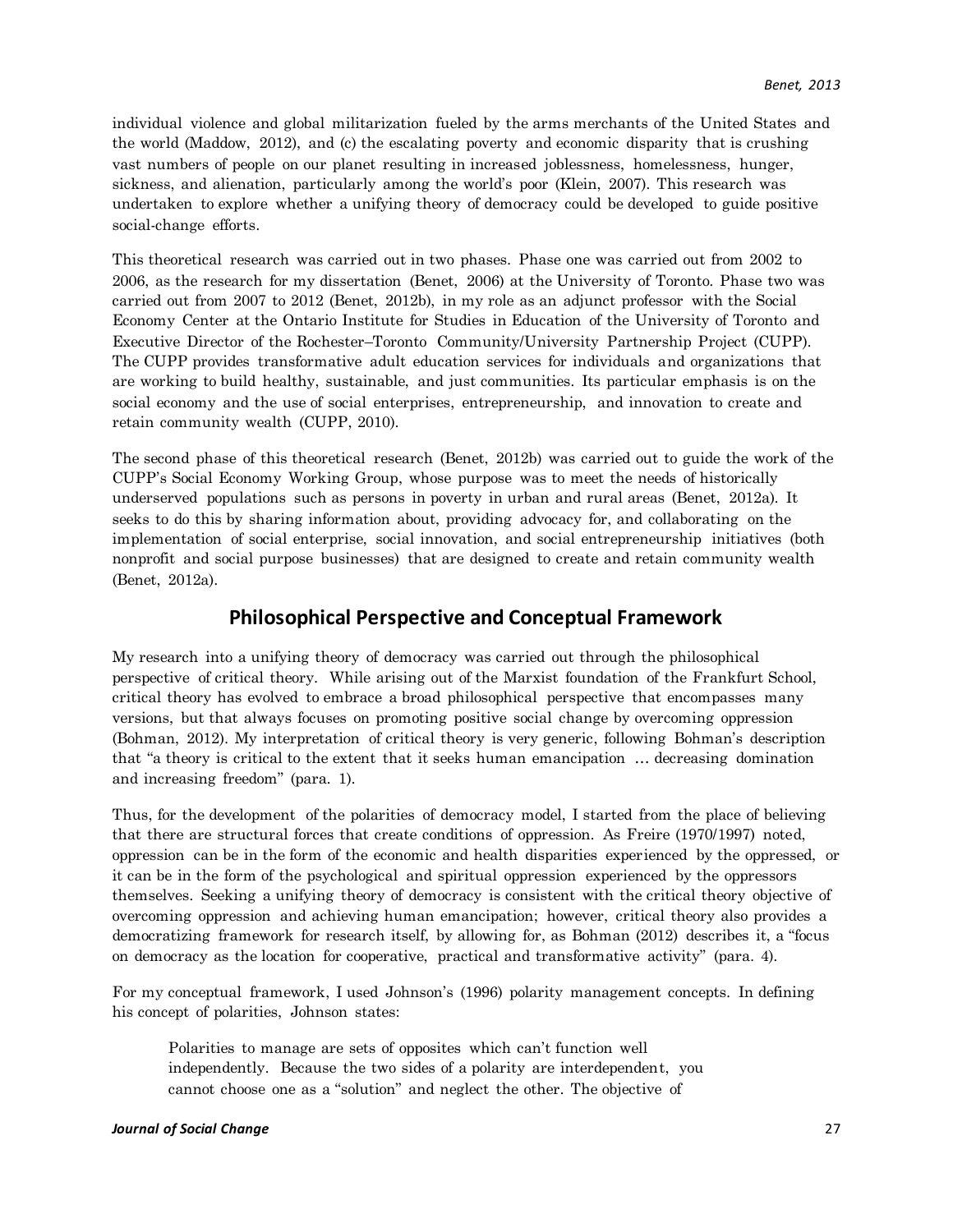individual violence and global militarization fueled by the arms merchants of the United States and the world (Maddow, 2012), and (c) the escalating poverty and economic disparity that is crushing vast numbers of people on our planet resulting in increased joblessness, homelessness, hunger, sickness, and alienation, particularly among the world's poor (Klein, 2007). This research was undertaken to explore whether a unifying theory of democracy could be developed to guide positive social-change efforts.

This theoretical research was carried out in two phases. Phase one was carried out from 2002 to 2006, as the research for my dissertation (Benet, 2006) at the University of Toronto. Phase two was carried out from 2007 to 2012 (Benet, 2012b), in my role as an adjunct professor with the Social Economy Center at the Ontario Institute for Studies in Education of the University of Toronto and Executive Director of the Rochester–Toronto Community/University Partnership Project (CUPP). The CUPP provides transformative adult education services for individuals and organizations that are working to build healthy, sustainable, and just communities. Its particular emphasis is on the social economy and the use of social enterprises, entrepreneurship, and innovation to create and retain community wealth (CUPP, 2010).

The second phase of this theoretical research (Benet, 2012b) was carried out to guide the work of the CUPP's Social Economy Working Group, whose purpose was to meet the needs of historically underserved populations such as persons in poverty in urban and rural areas (Benet, 2012a). It seeks to do this by sharing information about, providing advocacy for, and collaborating on the implementation of social enterprise, social innovation, and social entrepreneurship initiatives (both nonprofit and social purpose businesses) that are designed to create and retain community wealth (Benet, 2012a).

## Philosophical Perspective and Conceptual Framework

My research into a unifying theory of democracy was carried out through the philosophical perspective of critical theory. While arising out of the Marxist foundation of the Frankfurt School, critical theory has evolved to embrace a broad philosophical perspective that encompasses many versions, but that always focuses on promoting positive social change by overcoming oppression (Bohman, 2012). My interpretation of critical theory is very generic, following Bohman's description that "a theory is critical to the extent that it seeks human emancipation … decreasing domination and increasing freedom" (para. 1).

Thus, for the development of the polarities of democracy model, I started from the place of believing that there are structural forces that create conditions of oppression. As Freire (1970/1997) noted, oppression can be in the form of the economic and health disparities experienced by the oppressed, or it can be in the form of the psychological and spiritual oppression experienced by the oppressors themselves. Seeking a unifying theory of democracy is consistent with the critical theory objective of overcoming oppression and achieving human emancipation; however, critical theory also provides a democratizing framework for research itself, by allowing for, as Bohman (2012) describes it, a "focus on democracy as the location for cooperative, practical and transformative activity" (para. 4).

For my conceptual framework, I used Johnson's (1996) polarity management concepts. In defining his concept of polarities, Johnson states:

> Polarities to manage are sets of opposites which can't function well independently. Because the two sides of a polarity are interdependent, you cannot choose one as a "solution" and neglect the other. The objective of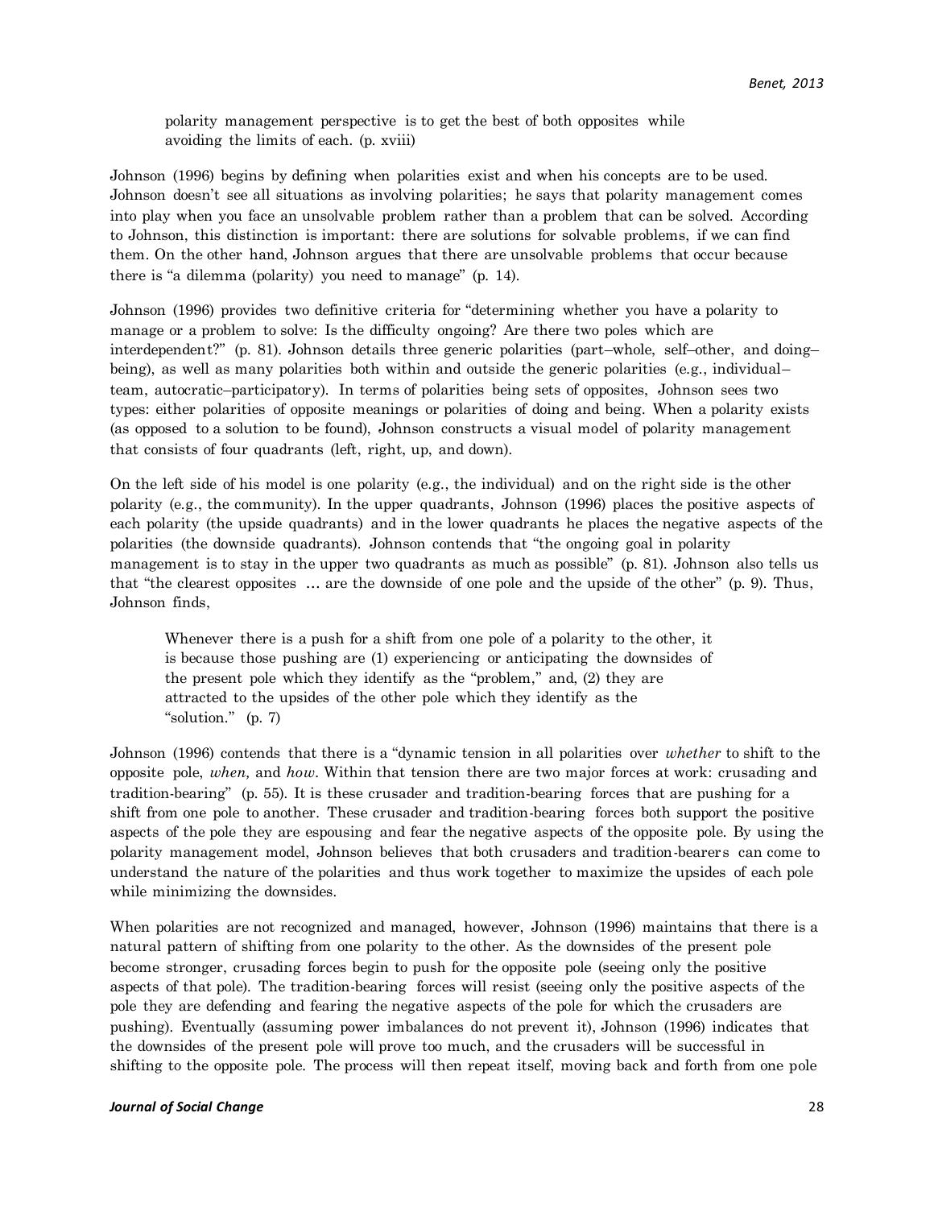> polarity management perspective is to get the best of both opposites while avoiding the limits of each. (p. xviii)

Johnson (1996) begins by defining when polarities exist and when his concepts are to be used. Johnson doesn't see all situations as involving polarities; he says that polarity management comes into play when you face an unsolvable problem rather than a problem that can be solved. According to Johnson, this distinction is important: there are solutions for solvable problems, if we can find them. On the other hand, Johnson argues that there are unsolvable problems that occur because there is "a dilemma (polarity) you need to manage" (p. 14).

Johnson (1996) provides two definitive criteria for "determining whether you have a polarity to manage or a problem to solve: Is the difficulty ongoing? Are there two poles which are interdependent?" (p. 81). Johnson details three generic polarities (part–whole, self–other, and doing–being), as well as many polarities both within and outside the generic polarities (e.g., individual–team, autocratic–participatory). In terms of polarities being sets of opposites, Johnson sees two types: either polarities of opposite meanings or polarities of doing and being. When a polarity exists (as opposed to a solution to be found), Johnson constructs a visual model of polarity management that consists of four quadrants (left, right, up, and down).

On the left side of his model is one polarity (e.g., the individual) and on the right side is the other polarity (e.g., the community). In the upper quadrants, Johnson (1996) places the positive aspects of each polarity (the upside quadrants) and in the lower quadrants he places the negative aspects of the polarities (the downside quadrants). Johnson contends that "the ongoing goal in polarity management is to stay in the upper two quadrants as much as possible" (p. 81). Johnson also tells us that "the clearest opposites … are the downside of one pole and the upside of the other" (p. 9). Thus, Johnson finds,

> Whenever there is a push for a shift from one pole of a polarity to the other, it is because those pushing are (1) experiencing or anticipating the downsides of the present pole which they identify as the "problem," and, (2) they are attracted to the upsides of the other pole which they identify as the "solution." (p. 7)

Johnson (1996) contends that there is a "dynamic tension in all polarities over *whether* to shift to the opposite pole, *when,* and *how.* Within that tension there are two major forces at work: crusading and tradition-bearing" (p. 55). It is these crusader and tradition-bearing forces that are pushing for a shift from one pole to another. These crusader and tradition-bearing forces both support the positive aspects of the pole they are espousing and fear the negative aspects of the opposite pole. By using the polarity management model, Johnson believes that both crusaders and tradition-bearers can come to understand the nature of the polarities and thus work together to maximize the upsides of each pole while minimizing the downsides.

When polarities are not recognized and managed, however, Johnson (1996) maintains that there is a natural pattern of shifting from one polarity to the other. As the downsides of the present pole become stronger, crusading forces begin to push for the opposite pole (seeing only the positive aspects of that pole). The tradition-bearing forces will resist (seeing only the positive aspects of the pole they are defending and fearing the negative aspects of the pole for which the crusaders are pushing). Eventually (assuming power imbalances do not prevent it), Johnson (1996) indicates that the downsides of the present pole will prove too much, and the crusaders will be successful in shifting to the opposite pole. The process will then repeat itself, moving back and forth from one pole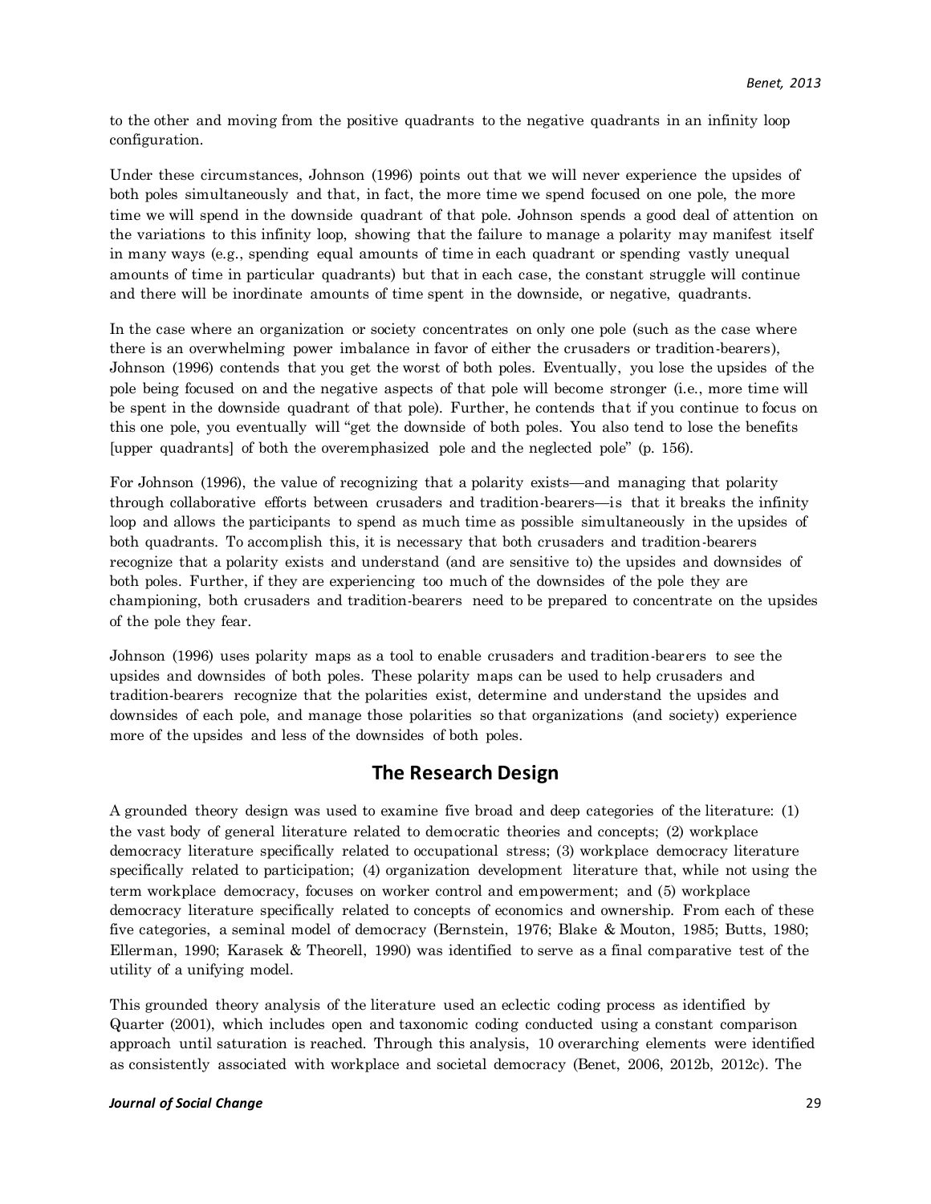to the other and moving from the positive quadrants to the negative quadrants in an infinity loop configuration.

Under these circumstances, Johnson (1996) points out that we will never experience the upsides of both poles simultaneously and that, in fact, the more time we spend focused on one pole, the more time we will spend in the downside quadrant of that pole. Johnson spends a good deal of attention on the variations to this infinity loop, showing that the failure to manage a polarity may manifest itself in many ways (e.g., spending equal amounts of time in each quadrant or spending vastly unequal amounts of time in particular quadrants) but that in each case, the constant struggle will continue and there will be inordinate amounts of time spent in the downside, or negative, quadrants.

In the case where an organization or society concentrates on only one pole (such as the case where there is an overwhelming power imbalance in favor of either the crusaders or tradition-bearers), Johnson (1996) contends that you get the worst of both poles. Eventually, you lose the upsides of the pole being focused on and the negative aspects of that pole will become stronger (i.e., more time will be spent in the downside quadrant of that pole). Further, he contends that if you continue to focus on this one pole, you eventually will "get the downside of both poles. You also tend to lose the benefits [upper quadrants] of both the overemphasized pole and the neglected pole" (p. 156).

For Johnson (1996), the value of recognizing that a polarity exists—and managing that polarity through collaborative efforts between crusaders and tradition-bearers—is that it breaks the infinity loop and allows the participants to spend as much time as possible simultaneously in the upsides of both quadrants. To accomplish this, it is necessary that both crusaders and tradition-bearers recognize that a polarity exists and understand (and are sensitive to) the upsides and downsides of both poles. Further, if they are experiencing too much of the downsides of the pole they are championing, both crusaders and tradition-bearers need to be prepared to concentrate on the upsides of the pole they fear.

Johnson (1996) uses polarity maps as a tool to enable crusaders and tradition-bearers to see the upsides and downsides of both poles. These polarity maps can be used to help crusaders and tradition-bearers recognize that the polarities exist, determine and understand the upsides and downsides of each pole, and manage those polarities so that organizations (and society) experience more of the upsides and less of the downsides of both poles.

## The Research Design

A grounded theory design was used to examine five broad and deep categories of the literature: (1) the vast body of general literature related to democratic theories and concepts; (2) workplace democracy literature specifically related to occupational stress; (3) workplace democracy literature specifically related to participation; (4) organization development literature that, while not using the term workplace democracy, focuses on worker control and empowerment; and (5) workplace democracy literature specifically related to concepts of economics and ownership. From each of these five categories, a seminal model of democracy (Bernstein, 1976; Blake & Mouton, 1985; Butts, 1980; Ellerman, 1990; Karasek & Theorell, 1990) was identified to serve as a final comparative test of the utility of a unifying model.

This grounded theory analysis of the literature used an eclectic coding process as identified by Quarter (2001), which includes open and taxonomic coding conducted using a constant comparison approach until saturation is reached. Through this analysis, 10 overarching elements were identified as consistently associated with workplace and societal democracy (Benet, 2006, 2012b, 2012c). The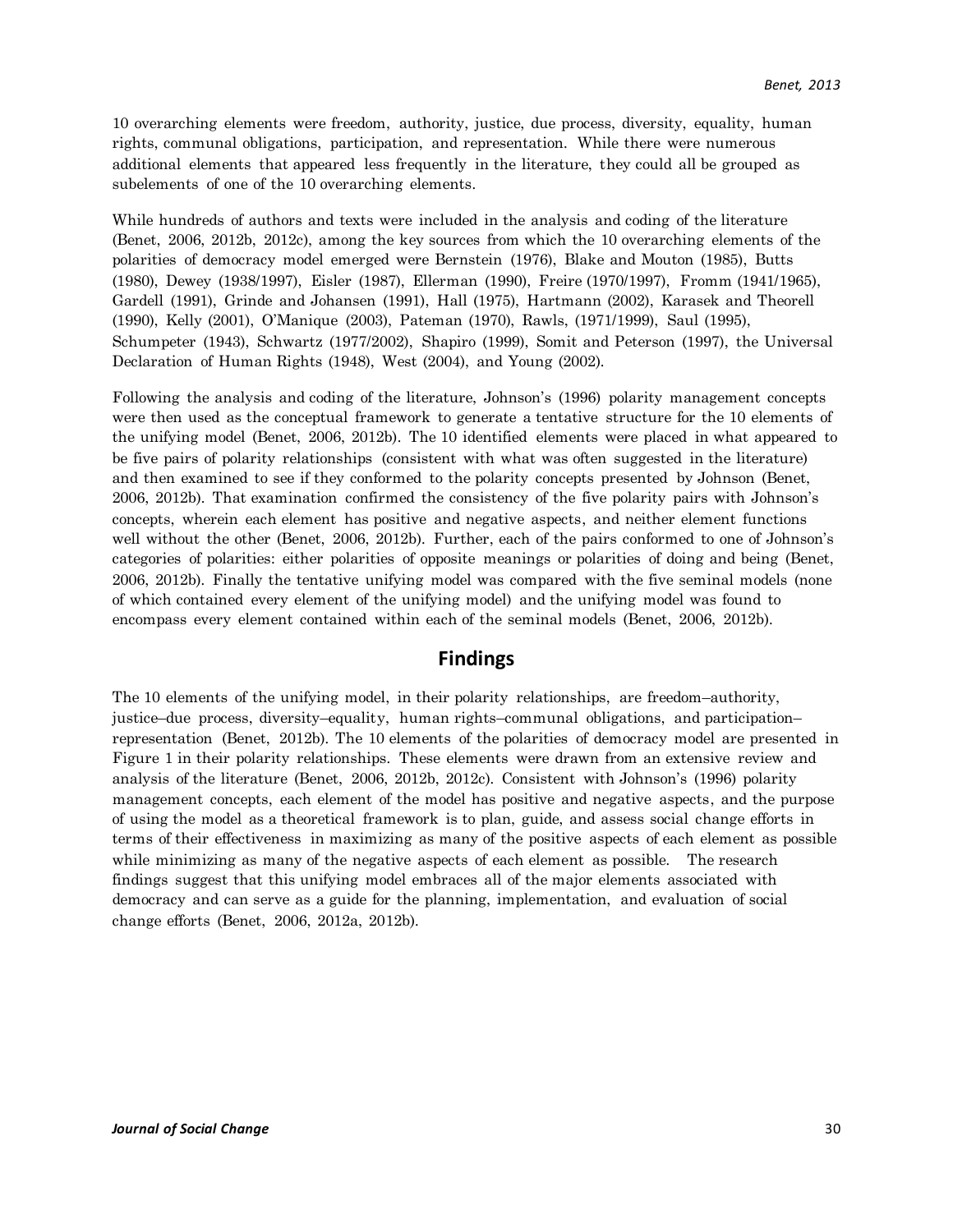10 overarching elements were freedom, authority, justice, due process, diversity, equality, human rights, communal obligations, participation, and representation. While there were numerous additional elements that appeared less frequently in the literature, they could all be grouped as subelements of one of the 10 overarching elements.

While hundreds of authors and texts were included in the analysis and coding of the literature (Benet, 2006, 2012b, 2012c), among the key sources from which the 10 overarching elements of the polarities of democracy model emerged were Bernstein (1976), Blake and Mouton (1985), Butts (1980), Dewey (1938/1997), Eisler (1987), Ellerman (1990), Freire (1970/1997), Fromm (1941/1965), Gardell (1991), Grinde and Johansen (1991), Hall (1975), Hartmann (2002), Karasek and Theorell (1990), Kelly (2001), O'Manique (2003), Pateman (1970), Rawls, (1971/1999), Saul (1995), Schumpeter (1943), Schwartz (1977/2002), Shapiro (1999), Somit and Peterson (1997), the Universal Declaration of Human Rights (1948), West (2004), and Young (2002).

Following the analysis and coding of the literature, Johnson's (1996) polarity management concepts were then used as the conceptual framework to generate a tentative structure for the 10 elements of the unifying model (Benet, 2006, 2012b). The 10 identified elements were placed in what appeared to be five pairs of polarity relationships (consistent with what was often suggested in the literature) and then examined to see if they conformed to the polarity concepts presented by Johnson (Benet, 2006, 2012b). That examination confirmed the consistency of the five polarity pairs with Johnson's concepts, wherein each element has positive and negative aspects, and neither element functions well without the other (Benet, 2006, 2012b). Further, each of the pairs conformed to one of Johnson's categories of polarities: either polarities of opposite meanings or polarities of doing and being (Benet, 2006, 2012b). Finally the tentative unifying model was compared with the five seminal models (none of which contained every element of the unifying model) and the unifying model was found to encompass every element contained within each of the seminal models (Benet, 2006, 2012b).

## Findings

The 10 elements of the unifying model, in their polarity relationships, are freedom–authority, justice–due process, diversity–equality, human rights–communal obligations, and participation–representation (Benet, 2012b). The 10 elements of the polarities of democracy model are presented in Figure 1 in their polarity relationships. These elements were drawn from an extensive review and analysis of the literature (Benet, 2006, 2012b, 2012c). Consistent with Johnson's (1996) polarity management concepts, each element of the model has positive and negative aspects, and the purpose of using the model as a theoretical framework is to plan, guide, and assess social change efforts in terms of their effectiveness in maximizing as many of the positive aspects of each element as possible while minimizing as many of the negative aspects of each element as possible. The research findings suggest that this unifying model embraces all of the major elements associated with democracy and can serve as a guide for the planning, implementation, and evaluation of social change efforts (Benet, 2006, 2012a, 2012b).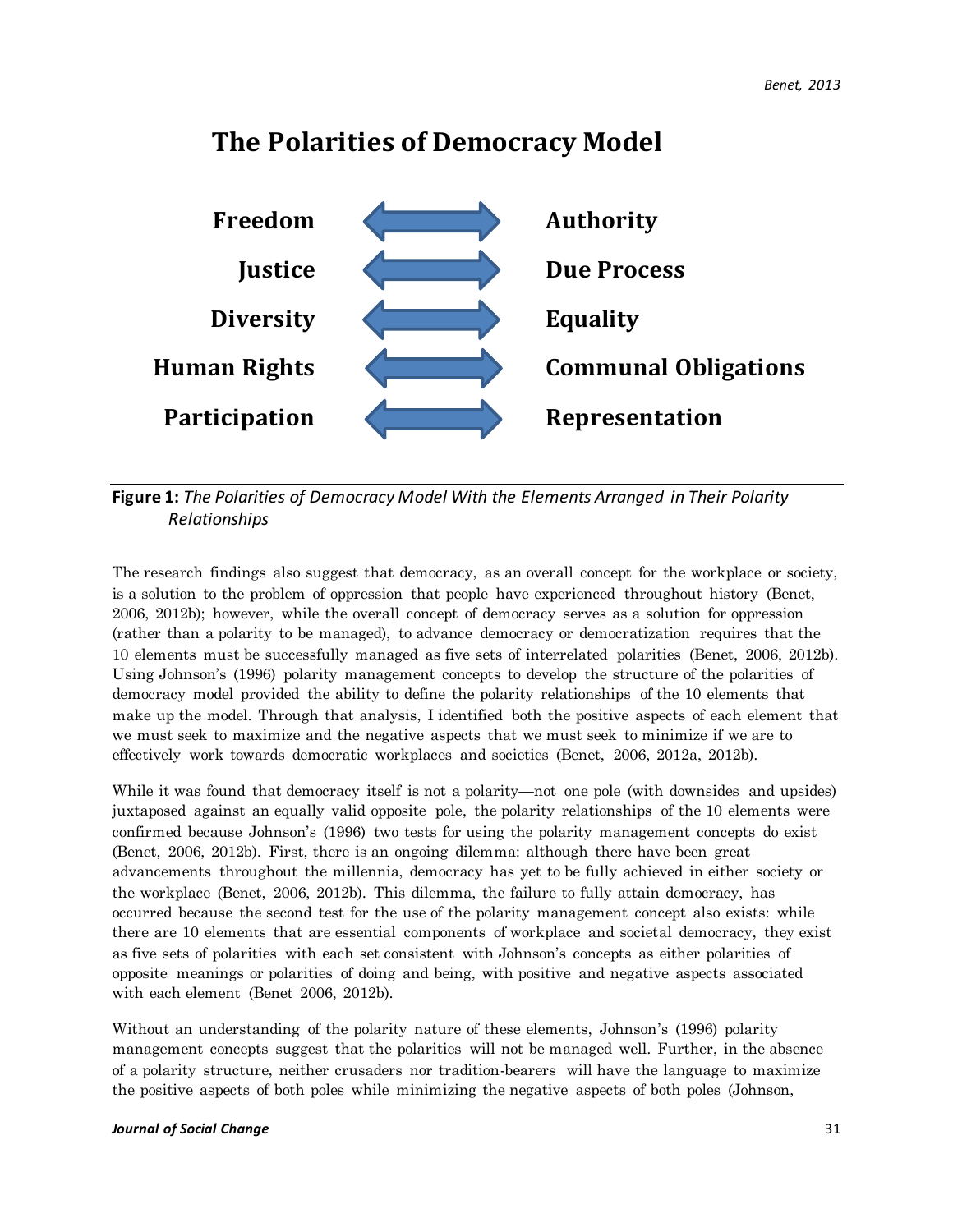## The Polarities of Democracy Model

| | | |
|---|---|---|
| **Freedom** | ⟷ | **Authority** |
| **Justice** | ⟷ | **Due Process** |
| **Diversity** | ⟷ | **Equality** |
| **Human Rights** | ⟷ | **Communal Obligations** |
| **Participation** | ⟷ | **Representation** |

**Figure 1:** *The Polarities of Democracy Model With the Elements Arranged in Their Polarity Relationships*

The research findings also suggest that democracy, as an overall concept for the workplace or society, is a solution to the problem of oppression that people have experienced throughout history (Benet, 2006, 2012b); however, while the overall concept of democracy serves as a solution for oppression (rather than a polarity to be managed), to advance democracy or democratization requires that the 10 elements must be successfully managed as five sets of interrelated polarities (Benet, 2006, 2012b). Using Johnson's (1996) polarity management concepts to develop the structure of the polarities of democracy model provided the ability to define the polarity relationships of the 10 elements that make up the model. Through that analysis, I identified both the positive aspects of each element that we must seek to maximize and the negative aspects that we must seek to minimize if we are to effectively work towards democratic workplaces and societies (Benet, 2006, 2012a, 2012b).

While it was found that democracy itself is not a polarity—not one pole (with downsides and upsides) juxtaposed against an equally valid opposite pole, the polarity relationships of the 10 elements were confirmed because Johnson's (1996) two tests for using the polarity management concepts do exist (Benet, 2006, 2012b). First, there is an ongoing dilemma: although there have been great advancements throughout the millennia, democracy has yet to be fully achieved in either society or the workplace (Benet, 2006, 2012b). This dilemma, the failure to fully attain democracy, has occurred because the second test for the use of the polarity management concept also exists: while there are 10 elements that are essential components of workplace and societal democracy, they exist as five sets of polarities with each set consistent with Johnson's concepts as either polarities of opposite meanings or polarities of doing and being, with positive and negative aspects associated with each element (Benet 2006, 2012b).

Without an understanding of the polarity nature of these elements, Johnson's (1996) polarity management concepts suggest that the polarities will not be managed well. Further, in the absence of a polarity structure, neither crusaders nor tradition-bearers will have the language to maximize the positive aspects of both poles while minimizing the negative aspects of both poles (Johnson,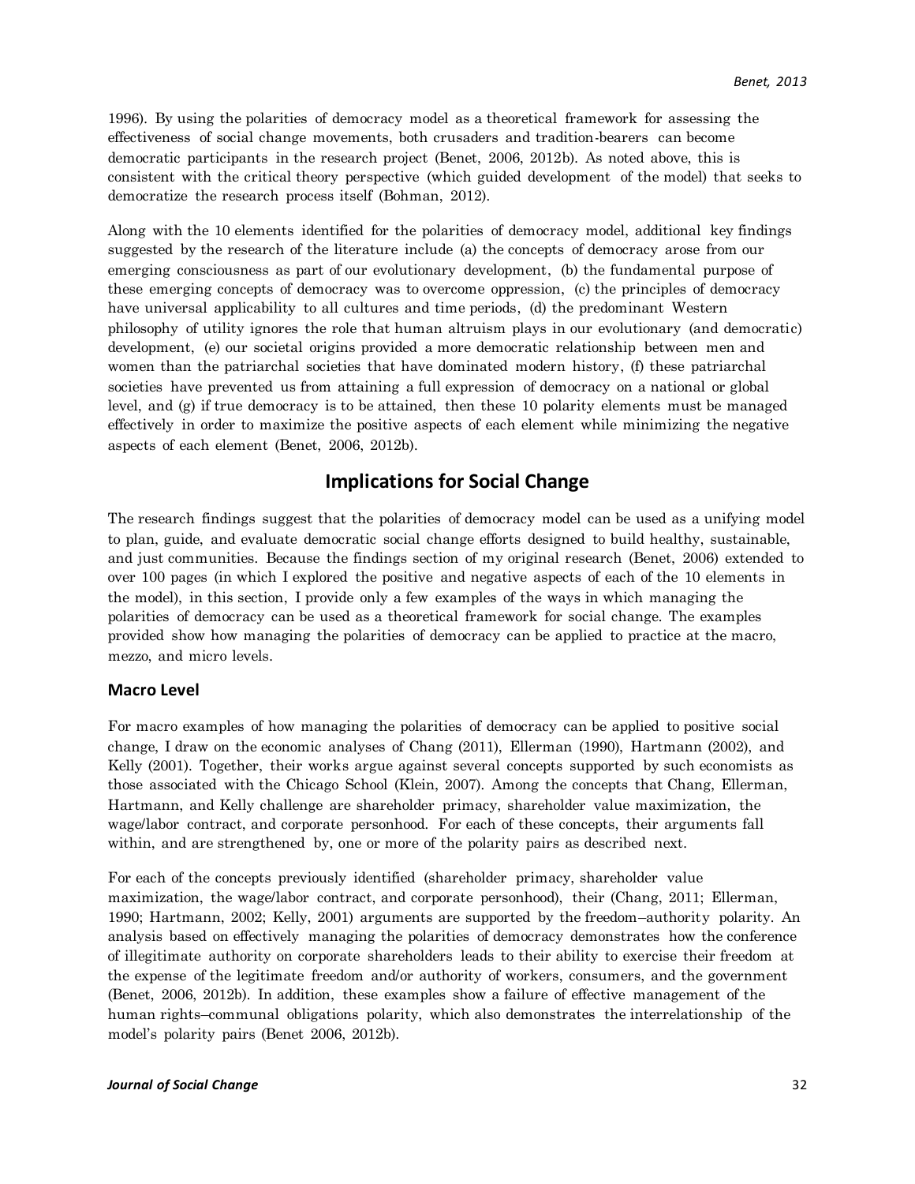1996). By using the polarities of democracy model as a theoretical framework for assessing the effectiveness of social change movements, both crusaders and tradition-bearers can become democratic participants in the research project (Benet, 2006, 2012b). As noted above, this is consistent with the critical theory perspective (which guided development of the model) that seeks to democratize the research process itself (Bohman, 2012).

Along with the 10 elements identified for the polarities of democracy model, additional key findings suggested by the research of the literature include (a) the concepts of democracy arose from our emerging consciousness as part of our evolutionary development, (b) the fundamental purpose of these emerging concepts of democracy was to overcome oppression, (c) the principles of democracy have universal applicability to all cultures and time periods, (d) the predominant Western philosophy of utility ignores the role that human altruism plays in our evolutionary (and democratic) development, (e) our societal origins provided a more democratic relationship between men and women than the patriarchal societies that have dominated modern history, (f) these patriarchal societies have prevented us from attaining a full expression of democracy on a national or global level, and (g) if true democracy is to be attained, then these 10 polarity elements must be managed effectively in order to maximize the positive aspects of each element while minimizing the negative aspects of each element (Benet, 2006, 2012b).

## Implications for Social Change

The research findings suggest that the polarities of democracy model can be used as a unifying model to plan, guide, and evaluate democratic social change efforts designed to build healthy, sustainable, and just communities. Because the findings section of my original research (Benet, 2006) extended to over 100 pages (in which I explored the positive and negative aspects of each of the 10 elements in the model), in this section, I provide only a few examples of the ways in which managing the polarities of democracy can be used as a theoretical framework for social change. The examples provided show how managing the polarities of democracy can be applied to practice at the macro, mezzo, and micro levels.

### Macro Level

For macro examples of how managing the polarities of democracy can be applied to positive social change, I draw on the economic analyses of Chang (2011), Ellerman (1990), Hartmann (2002), and Kelly (2001). Together, their works argue against several concepts supported by such economists as those associated with the Chicago School (Klein, 2007). Among the concepts that Chang, Ellerman, Hartmann, and Kelly challenge are shareholder primacy, shareholder value maximization, the wage/labor contract, and corporate personhood. For each of these concepts, their arguments fall within, and are strengthened by, one or more of the polarity pairs as described next.

For each of the concepts previously identified (shareholder primacy, shareholder value maximization, the wage/labor contract, and corporate personhood), their (Chang, 2011; Ellerman, 1990; Hartmann, 2002; Kelly, 2001) arguments are supported by the freedom–authority polarity. An analysis based on effectively managing the polarities of democracy demonstrates how the conference of illegitimate authority on corporate shareholders leads to their ability to exercise their freedom at the expense of the legitimate freedom and/or authority of workers, consumers, and the government (Benet, 2006, 2012b). In addition, these examples show a failure of effective management of the human rights–communal obligations polarity, which also demonstrates the interrelationship of the model's polarity pairs (Benet 2006, 2012b).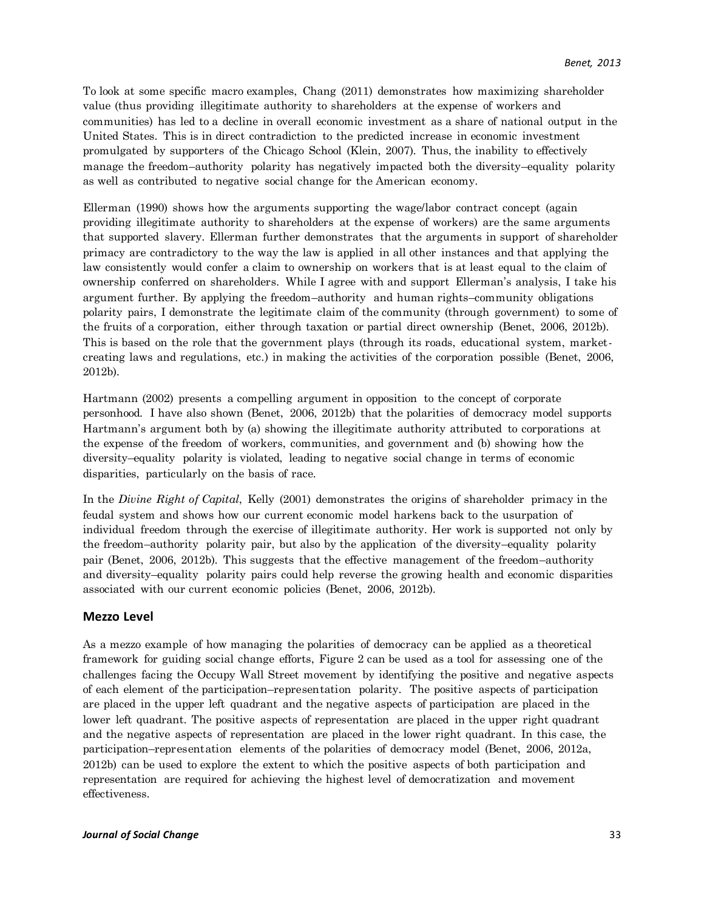To look at some specific macro examples, Chang (2011) demonstrates how maximizing shareholder value (thus providing illegitimate authority to shareholders at the expense of workers and communities) has led to a decline in overall economic investment as a share of national output in the United States. This is in direct contradiction to the predicted increase in economic investment promulgated by supporters of the Chicago School (Klein, 2007). Thus, the inability to effectively manage the freedom–authority polarity has negatively impacted both the diversity–equality polarity as well as contributed to negative social change for the American economy.

Ellerman (1990) shows how the arguments supporting the wage/labor contract concept (again providing illegitimate authority to shareholders at the expense of workers) are the same arguments that supported slavery. Ellerman further demonstrates that the arguments in support of shareholder primacy are contradictory to the way the law is applied in all other instances and that applying the law consistently would confer a claim to ownership on workers that is at least equal to the claim of ownership conferred on shareholders. While I agree with and support Ellerman's analysis, I take his argument further. By applying the freedom–authority and human rights–community obligations polarity pairs, I demonstrate the legitimate claim of the community (through government) to some of the fruits of a corporation, either through taxation or partial direct ownership (Benet, 2006, 2012b). This is based on the role that the government plays (through its roads, educational system, market-creating laws and regulations, etc.) in making the activities of the corporation possible (Benet, 2006, 2012b).

Hartmann (2002) presents a compelling argument in opposition to the concept of corporate personhood. I have also shown (Benet, 2006, 2012b) that the polarities of democracy model supports Hartmann's argument both by (a) showing the illegitimate authority attributed to corporations at the expense of the freedom of workers, communities, and government and (b) showing how the diversity–equality polarity is violated, leading to negative social change in terms of economic disparities, particularly on the basis of race.

In the *Divine Right of Capital*, Kelly (2001) demonstrates the origins of shareholder primacy in the feudal system and shows how our current economic model harkens back to the usurpation of individual freedom through the exercise of illegitimate authority. Her work is supported not only by the freedom–authority polarity pair, but also by the application of the diversity–equality polarity pair (Benet, 2006, 2012b). This suggests that the effective management of the freedom–authority and diversity–equality polarity pairs could help reverse the growing health and economic disparities associated with our current economic policies (Benet, 2006, 2012b).

## Mezzo Level

As a mezzo example of how managing the polarities of democracy can be applied as a theoretical framework for guiding social change efforts, Figure 2 can be used as a tool for assessing one of the challenges facing the Occupy Wall Street movement by identifying the positive and negative aspects of each element of the participation–representation polarity. The positive aspects of participation are placed in the upper left quadrant and the negative aspects of participation are placed in the lower left quadrant. The positive aspects of representation are placed in the upper right quadrant and the negative aspects of representation are placed in the lower right quadrant. In this case, the participation–representation elements of the polarities of democracy model (Benet, 2006, 2012a, 2012b) can be used to explore the extent to which the positive aspects of both participation and representation are required for achieving the highest level of democratization and movement effectiveness.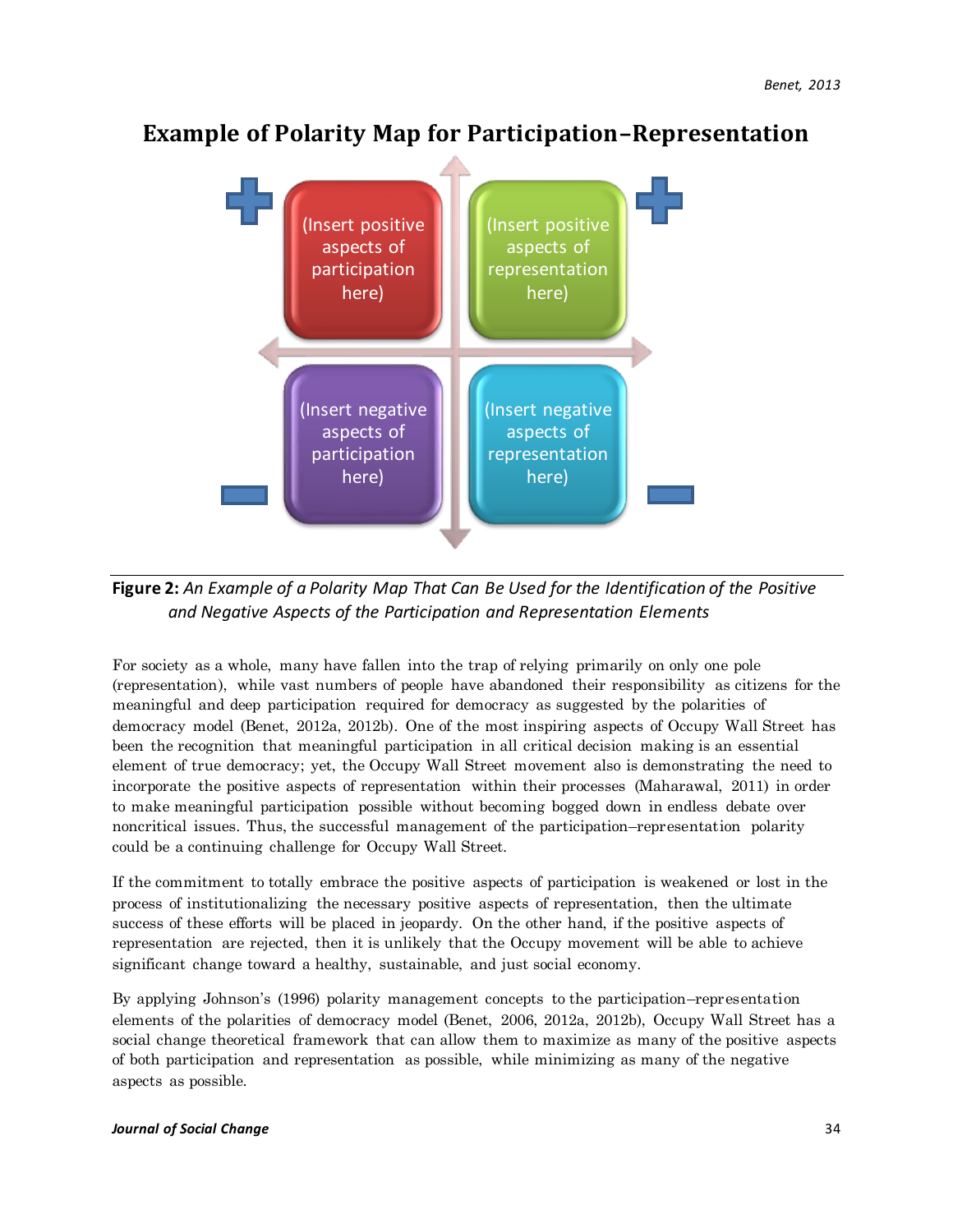## Example of Polarity Map for Participation–Representation

(Insert positive aspects of participation here)

(Insert positive aspects of representation here)

(Insert negative aspects of participation here)

(Insert negative aspects of representation here)

**Figure 2:** *An Example of a Polarity Map That Can Be Used for the Identification of the Positive and Negative Aspects of the Participation and Representation Elements*

For society as a whole, many have fallen into the trap of relying primarily on only one pole (representation), while vast numbers of people have abandoned their responsibility as citizens for the meaningful and deep participation required for democracy as suggested by the polarities of democracy model (Benet, 2012a, 2012b). One of the most inspiring aspects of Occupy Wall Street has been the recognition that meaningful participation in all critical decision making is an essential element of true democracy; yet, the Occupy Wall Street movement also is demonstrating the need to incorporate the positive aspects of representation within their processes (Maharawal, 2011) in order to make meaningful participation possible without becoming bogged down in endless debate over noncritical issues. Thus, the successful management of the participation–representation polarity could be a continuing challenge for Occupy Wall Street.

If the commitment to totally embrace the positive aspects of participation is weakened or lost in the process of institutionalizing the necessary positive aspects of representation, then the ultimate success of these efforts will be placed in jeopardy. On the other hand, if the positive aspects of representation are rejected, then it is unlikely that the Occupy movement will be able to achieve significant change toward a healthy, sustainable, and just social economy.

By applying Johnson's (1996) polarity management concepts to the participation–representation elements of the polarities of democracy model (Benet, 2006, 2012a, 2012b), Occupy Wall Street has a social change theoretical framework that can allow them to maximize as many of the positive aspects of both participation and representation as possible, while minimizing as many of the negative aspects as possible.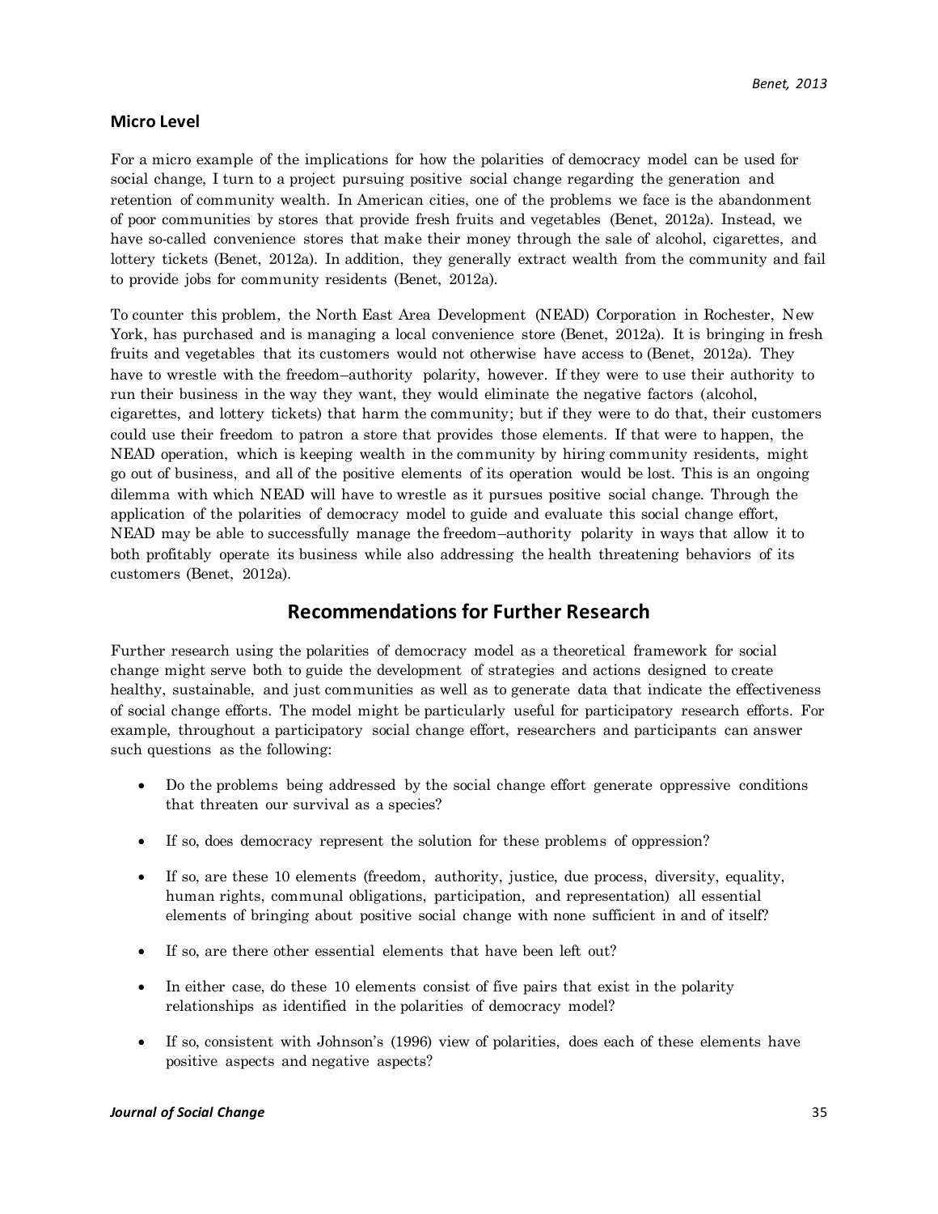### Micro Level

For a micro example of the implications for how the polarities of democracy model can be used for social change, I turn to a project pursuing positive social change regarding the generation and retention of community wealth. In American cities, one of the problems we face is the abandonment of poor communities by stores that provide fresh fruits and vegetables (Benet, 2012a). Instead, we have so-called convenience stores that make their money through the sale of alcohol, cigarettes, and lottery tickets (Benet, 2012a). In addition, they generally extract wealth from the community and fail to provide jobs for community residents (Benet, 2012a).

To counter this problem, the North East Area Development (NEAD) Corporation in Rochester, New York, has purchased and is managing a local convenience store (Benet, 2012a). It is bringing in fresh fruits and vegetables that its customers would not otherwise have access to (Benet, 2012a). They have to wrestle with the freedom–authority polarity, however. If they were to use their authority to run their business in the way they want, they would eliminate the negative factors (alcohol, cigarettes, and lottery tickets) that harm the community; but if they were to do that, their customers could use their freedom to patron a store that provides those elements. If that were to happen, the NEAD operation, which is keeping wealth in the community by hiring community residents, might go out of business, and all of the positive elements of its operation would be lost. This is an ongoing dilemma with which NEAD will have to wrestle as it pursues positive social change. Through the application of the polarities of democracy model to guide and evaluate this social change effort, NEAD may be able to successfully manage the freedom–authority polarity in ways that allow it to both profitably operate its business while also addressing the health threatening behaviors of its customers (Benet, 2012a).

## Recommendations for Further Research

Further research using the polarities of democracy model as a theoretical framework for social change might serve both to guide the development of strategies and actions designed to create healthy, sustainable, and just communities as well as to generate data that indicate the effectiveness of social change efforts. The model might be particularly useful for participatory research efforts. For example, throughout a participatory social change effort, researchers and participants can answer such questions as the following:

- Do the problems being addressed by the social change effort generate oppressive conditions that threaten our survival as a species?
- If so, does democracy represent the solution for these problems of oppression?
- If so, are these 10 elements (freedom, authority, justice, due process, diversity, equality, human rights, communal obligations, participation, and representation) all essential elements of bringing about positive social change with none sufficient in and of itself?
- If so, are there other essential elements that have been left out?
- In either case, do these 10 elements consist of five pairs that exist in the polarity relationships as identified in the polarities of democracy model?
- If so, consistent with Johnson's (1996) view of polarities, does each of these elements have positive aspects and negative aspects?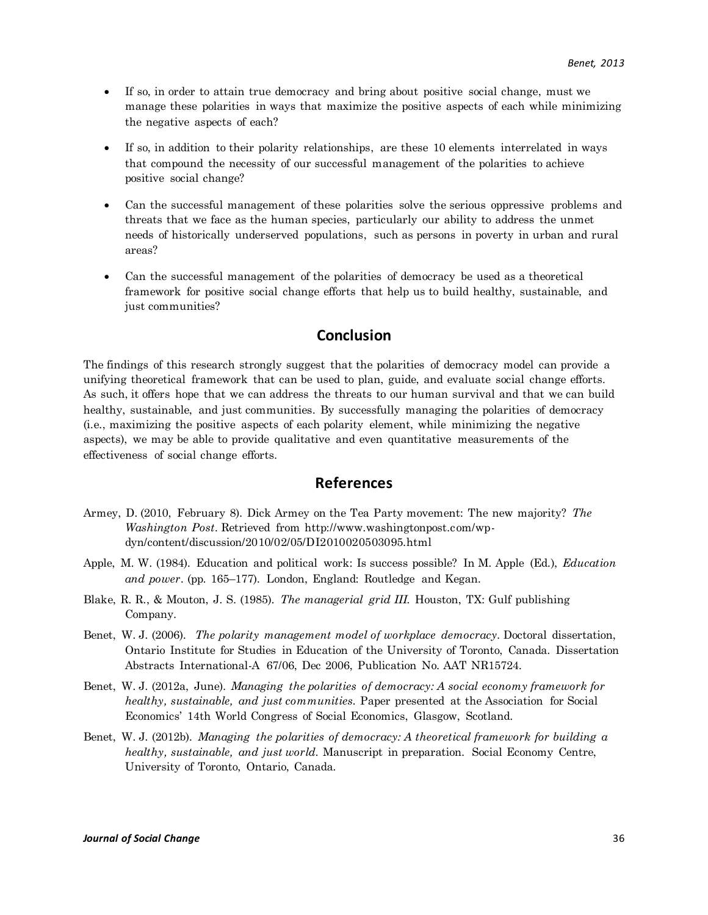- If so, in order to attain true democracy and bring about positive social change, must we manage these polarities in ways that maximize the positive aspects of each while minimizing the negative aspects of each?
- If so, in addition to their polarity relationships, are these 10 elements interrelated in ways that compound the necessity of our successful management of the polarities to achieve positive social change?
- Can the successful management of these polarities solve the serious oppressive problems and threats that we face as the human species, particularly our ability to address the unmet needs of historically underserved populations, such as persons in poverty in urban and rural areas?
- Can the successful management of the polarities of democracy be used as a theoretical framework for positive social change efforts that help us to build healthy, sustainable, and just communities?

## Conclusion

The findings of this research strongly suggest that the polarities of democracy model can provide a unifying theoretical framework that can be used to plan, guide, and evaluate social change efforts. As such, it offers hope that we can address the threats to our human survival and that we can build healthy, sustainable, and just communities. By successfully managing the polarities of democracy (i.e., maximizing the positive aspects of each polarity element, while minimizing the negative aspects), we may be able to provide qualitative and even quantitative measurements of the effectiveness of social change efforts.

## References

Armey, D. (2010, February 8). Dick Armey on the Tea Party movement: The new majority? *The Washington Post*. Retrieved from http://www.washingtonpost.com/wp-dyn/content/discussion/2010/02/05/DI2010020503095.html

Apple, M. W. (1984). Education and political work: Is success possible? In M. Apple (Ed.), *Education and power*. (pp. 165–177). London, England: Routledge and Kegan.

Blake, R. R., & Mouton, J. S. (1985). *The managerial grid III*. Houston, TX: Gulf publishing Company.

Benet, W. J. (2006). *The polarity management model of workplace democracy*. Doctoral dissertation, Ontario Institute for Studies in Education of the University of Toronto, Canada. Dissertation Abstracts International-A 67/06, Dec 2006, Publication No. AAT NR15724.

Benet, W. J. (2012a, June). *Managing the polarities of democracy: A social economy framework for healthy, sustainable, and just communities.* Paper presented at the Association for Social Economics' 14th World Congress of Social Economics, Glasgow, Scotland.

Benet, W. J. (2012b). *Managing the polarities of democracy: A theoretical framework for building a healthy, sustainable, and just world*. Manuscript in preparation. Social Economy Centre, University of Toronto, Ontario, Canada.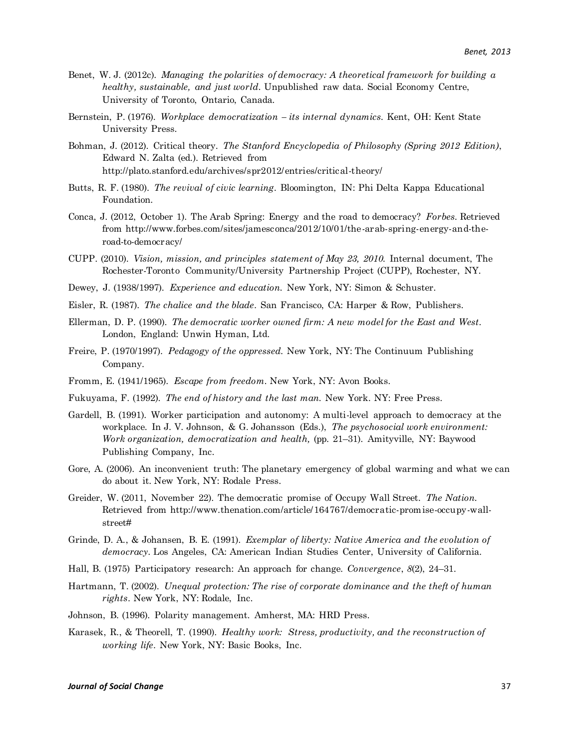Benet, W. J. (2012c). *Managing the polarities of democracy: A theoretical framework for building a healthy, sustainable, and just world*. Unpublished raw data. Social Economy Centre, University of Toronto, Ontario, Canada.

Bernstein, P. (1976). *Workplace democratization – its internal dynamics*. Kent, OH: Kent State University Press.

Bohman, J. (2012). Critical theory. *The Stanford Encyclopedia of Philosophy (Spring 2012 Edition)*, Edward N. Zalta (ed.). Retrieved from http://plato.stanford.edu/archives/spr2012/entries/critical-theory/

Butts, R. F. (1980). *The revival of civic learning*. Bloomington, IN: Phi Delta Kappa Educational Foundation.

Conca, J. (2012, October 1). The Arab Spring: Energy and the road to democracy? *Forbes*. Retrieved from http://www.forbes.com/sites/jamesconca/2012/10/01/the-arab-spring-energy-and-the-road-to-democracy/

CUPP. (2010). *Vision, mission, and principles statement of May 23, 2010.* Internal document, The Rochester-Toronto Community/University Partnership Project (CUPP), Rochester, NY.

Dewey, J. (1938/1997). *Experience and education.* New York, NY: Simon & Schuster.

Eisler, R. (1987). *The chalice and the blade*. San Francisco, CA: Harper & Row, Publishers.

Ellerman, D. P. (1990). *The democratic worker owned firm: A new model for the East and West*. London, England: Unwin Hyman, Ltd.

Freire, P. (1970/1997). *Pedagogy of the oppressed.* New York, NY: The Continuum Publishing Company.

Fromm, E. (1941/1965). *Escape from freedom*. New York, NY: Avon Books.

Fukuyama, F. (1992). *The end of history and the last man.* New York. NY: Free Press.

Gardell, B. (1991). Worker participation and autonomy: A multi-level approach to democracy at the workplace. In J. V. Johnson, & G. Johansson (Eds.), *The psychosocial work environment: Work organization, democratization and health,* (pp. 21–31). Amityville, NY: Baywood Publishing Company, Inc.

Gore, A. (2006). An inconvenient truth: The planetary emergency of global warming and what we can do about it. New York, NY: Rodale Press.

Greider, W. (2011, November 22). The democratic promise of Occupy Wall Street. *The Nation.* Retrieved from http://www.thenation.com/article/164767/democratic-promise-occupy-wall-street#

Grinde, D. A., & Johansen, B. E. (1991). *Exemplar of liberty: Native America and the evolution of democracy*. Los Angeles, CA: American Indian Studies Center, University of California.

Hall, B. (1975) Participatory research: An approach for change. *Convergence*, *8*(2), 24–31.

Hartmann, T. (2002). *Unequal protection: The rise of corporate dominance and the theft of human rights*. New York, NY: Rodale, Inc.

Johnson, B. (1996). Polarity management. Amherst, MA: HRD Press.

Karasek, R., & Theorell, T. (1990). *Healthy work: Stress, productivity, and the reconstruction of working life*. New York, NY: Basic Books, Inc.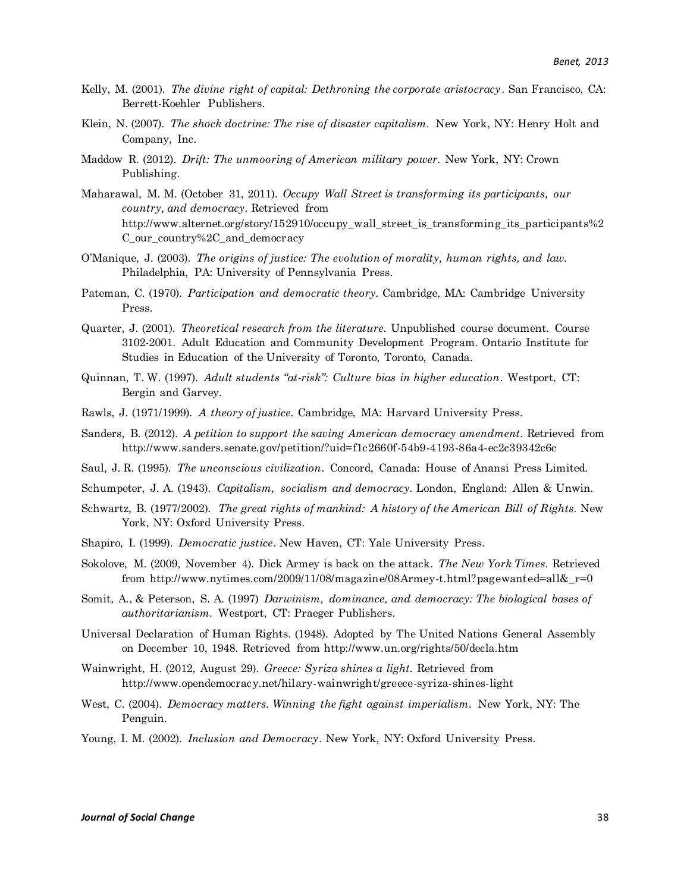Kelly, M. (2001). *The divine right of capital: Dethroning the corporate aristocracy*. San Francisco, CA: Berrett-Koehler Publishers.

Klein, N. (2007). *The shock doctrine: The rise of disaster capitalism*. New York, NY: Henry Holt and Company, Inc.

Maddow R. (2012). *Drift: The unmooring of American military power*. New York, NY: Crown Publishing.

Maharawal, M. M. (October 31, 2011). *Occupy Wall Street is transforming its participants, our country, and democracy*. Retrieved from http://www.alternet.org/story/152910/occupy_wall_street_is_transforming_its_participants%2C_our_country%2C_and_democracy

O'Manique, J. (2003). *The origins of justice: The evolution of morality, human rights, and law.* Philadelphia, PA: University of Pennsylvania Press.

Pateman, C. (1970). *Participation and democratic theory*. Cambridge, MA: Cambridge University Press.

Quarter, J. (2001). *Theoretical research from the literature.* Unpublished course document. Course 3102-2001. Adult Education and Community Development Program. Ontario Institute for Studies in Education of the University of Toronto, Toronto, Canada.

Quinnan, T. W. (1997). *Adult students "at-risk": Culture bias in higher education*. Westport, CT: Bergin and Garvey.

Rawls, J. (1971/1999). *A theory of justice.* Cambridge, MA: Harvard University Press.

Sanders, B. (2012). *A petition to support the saving American democracy amendment*. Retrieved from http://www.sanders.senate.gov/petition/?uid=f1c2660f-54b9-4193-86a4-ec2c39342c6c

Saul, J. R. (1995). *The unconscious civilization*. Concord, Canada: House of Anansi Press Limited.

Schumpeter, J. A. (1943). *Capitalism, socialism and democracy*. London, England: Allen & Unwin.

Schwartz, B. (1977/2002). *The great rights of mankind: A history of the American Bill of Rights.* New York, NY: Oxford University Press.

Shapiro, I. (1999). *Democratic justice*. New Haven, CT: Yale University Press.

Sokolove, M. (2009, November 4). Dick Armey is back on the attack. *The New York Times.* Retrieved from http://www.nytimes.com/2009/11/08/magazine/08Armey-t.html?pagewanted=all&_r=0

Somit, A., & Peterson, S. A. (1997) *Darwinism, dominance, and democracy: The biological bases of authoritarianism*. Westport, CT: Praeger Publishers.

Universal Declaration of Human Rights. (1948). Adopted by The United Nations General Assembly on December 10, 1948. Retrieved from http://www.un.org/rights/50/decla.htm

Wainwright, H. (2012, August 29). *Greece: Syriza shines a light*. Retrieved from http://www.opendemocracy.net/hilary-wainwright/greece-syriza-shines-light

West, C. (2004). *Democracy matters. Winning the fight against imperialism.* New York, NY: The Penguin.

Young, I. M. (2002). *Inclusion and Democracy*. New York, NY: Oxford University Press.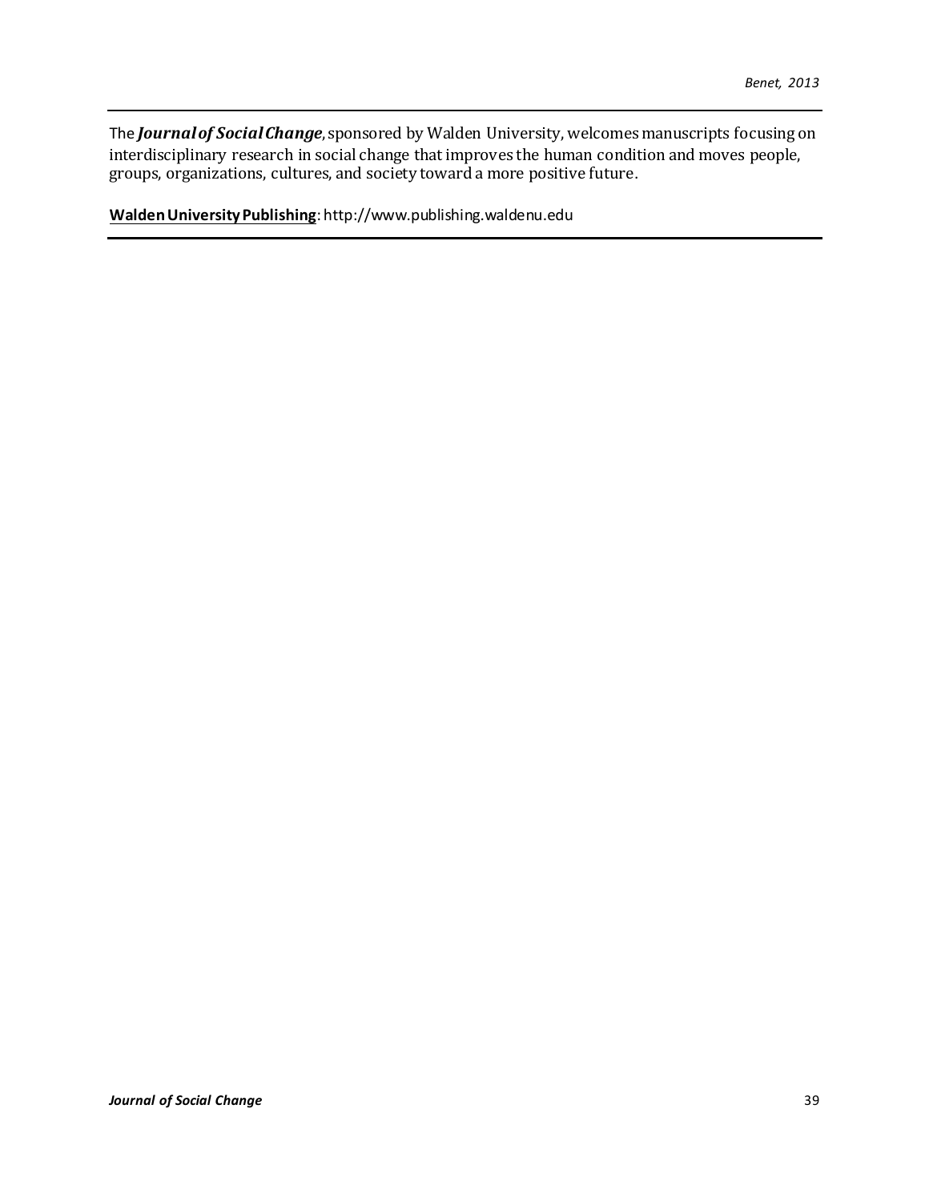The ***Journal of Social Change***, sponsored by Walden University, welcomes manuscripts focusing on interdisciplinary research in social change that improves the human condition and moves people, groups, organizations, cultures, and society toward a more positive future.

**Walden University Publishing**: http://www.publishing.waldenu.edu